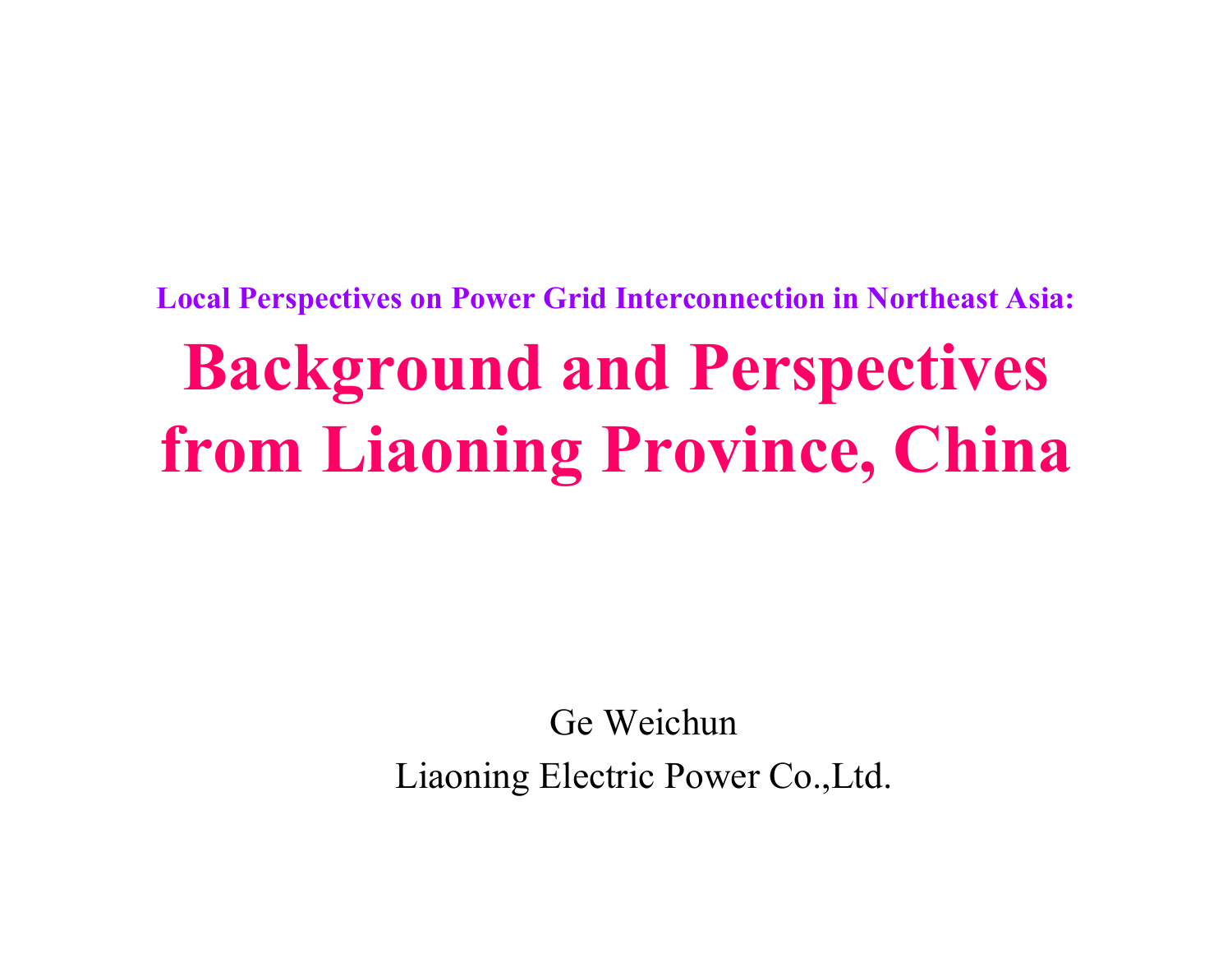### Local Perspectives on Power Grid Interconnection in Northeast Asia:

# Background and Perspectives from Liaoning Province, China

Ge Weichun

Liaoning Electric Power Co.,Ltd.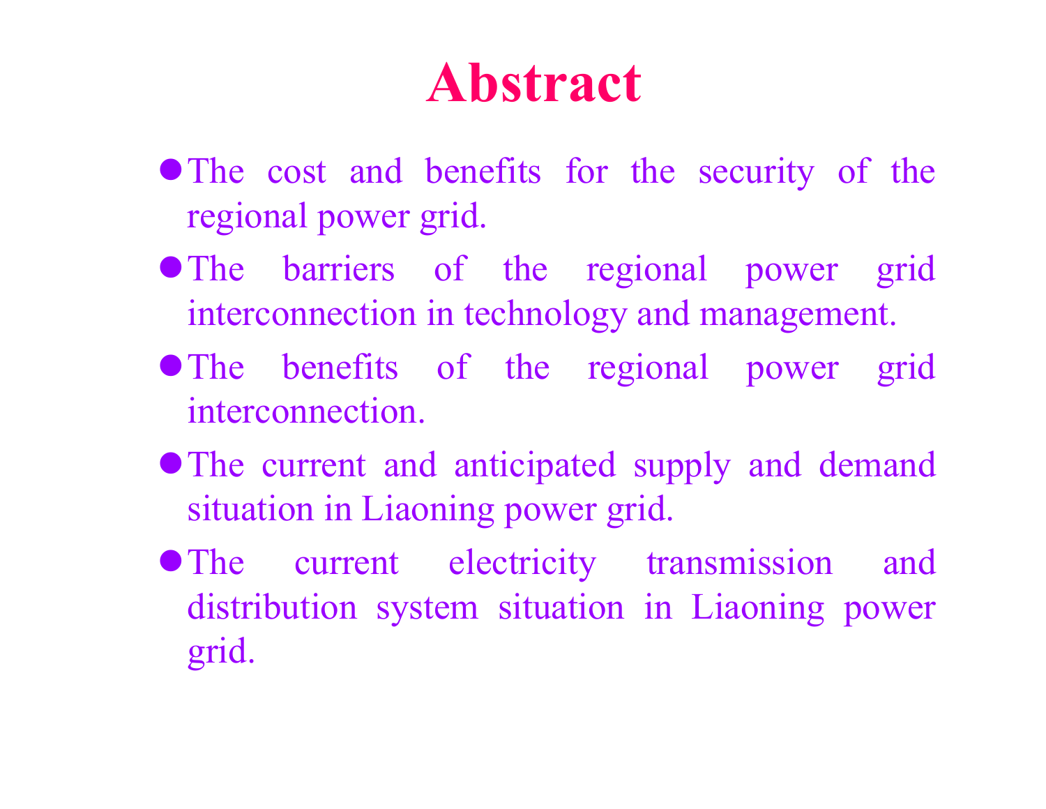# Abstract

- The cost and benefits for the security of the regional power grid.
- The barriers of the regional power grid interconnection in technology and management.
- The benefits of the regional power grid interconnection.
- The current and anticipated supply and demand situation in Liaoning power grid.
- The current electricity transmission and distribution system situation in Liaoning power grid.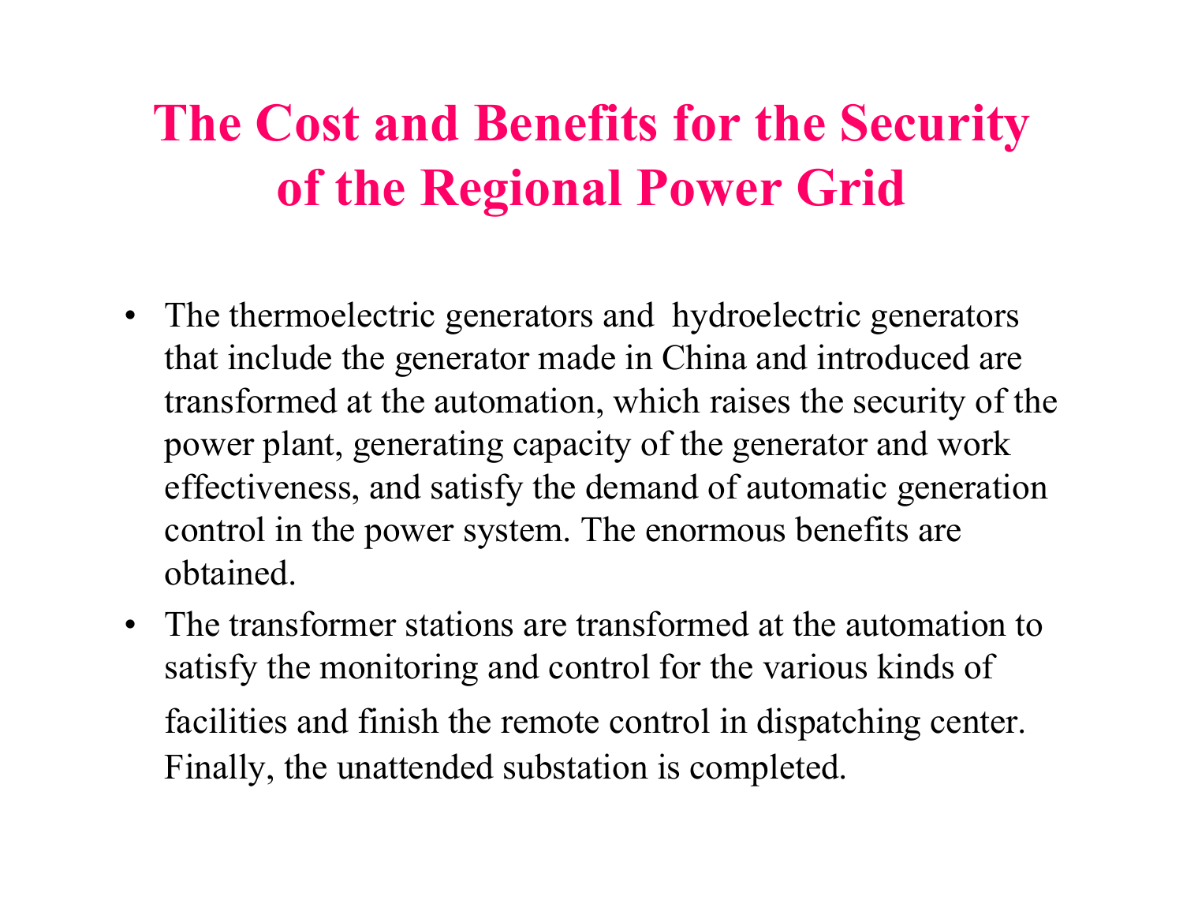# The Cost and Benefits for the Security of the Regional Power Grid

- The thermoelectric generators and hydroelectric generators that include the generator made in China and introduced are transformed at the automation, which raises the security of the power plant, generating capacity of the generator and work effectiveness, and satisfy the demand of automatic generation control in the power system. The enormous benefits are obtained.
- The transformer stations are transformed at the automation to satisfy the monitoring and control for the various kinds of facilities and finish the remote control in dispatching center. Finally, the unattended substation is completed.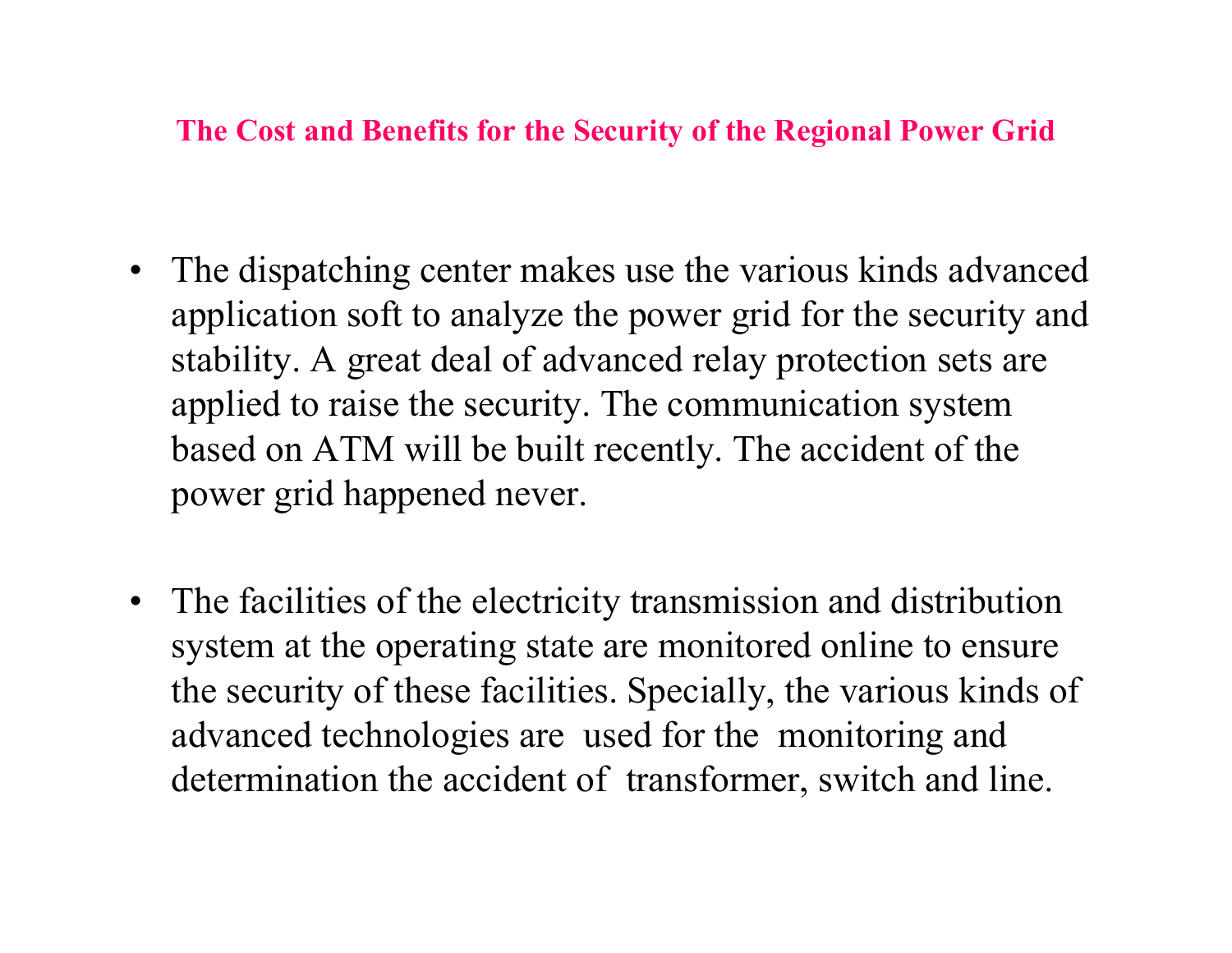## The Cost and Benefits for the Security of the Regional Power Grid

- The dispatching center makes use the various kinds advanced application soft to analyze the power grid for the security and stability. A great deal of advanced relay protection sets are applied to raise the security. The communication system based on ATM will be built recently. The accident of the power grid happened never.

- The facilities of the electricity transmission and distribution system at the operating state are monitored online to ensure the security of these facilities. Specially, the various kinds of advanced technologies are used for the monitoring and determination the accident of transformer, switch and line.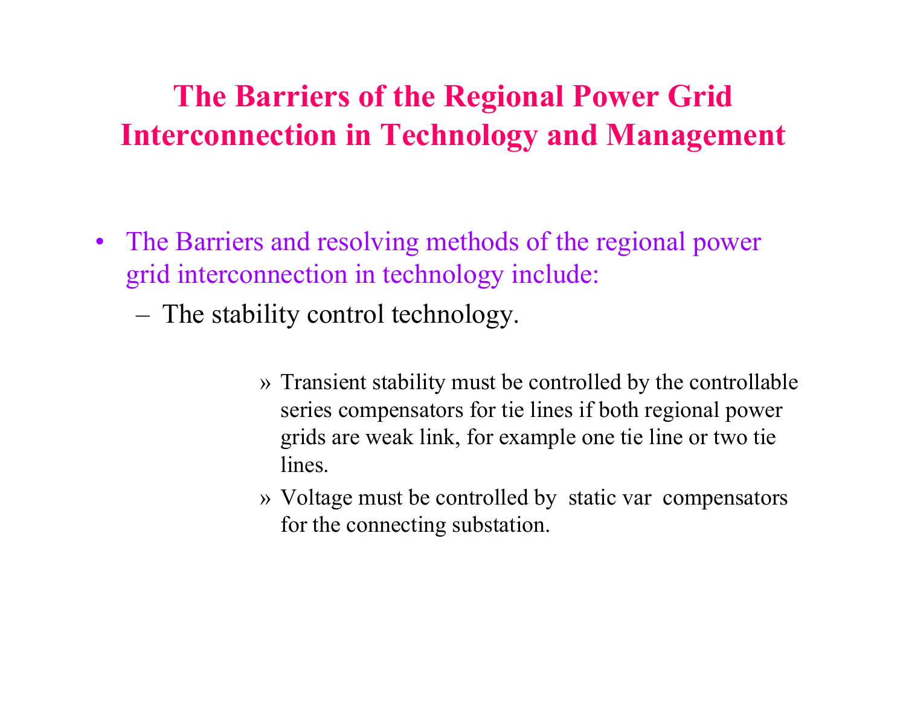# The Barriers of the Regional Power Grid Interconnection in Technology and Management

- The Barriers and resolving methods of the regional power grid interconnection in technology include:
  - The stability control technology.
    - Transient stability must be controlled by the controllable series compensators for tie lines if both regional power grids are weak link, for example one tie line or two tie lines.
    - Voltage must be controlled by static var compensators for the connecting substation.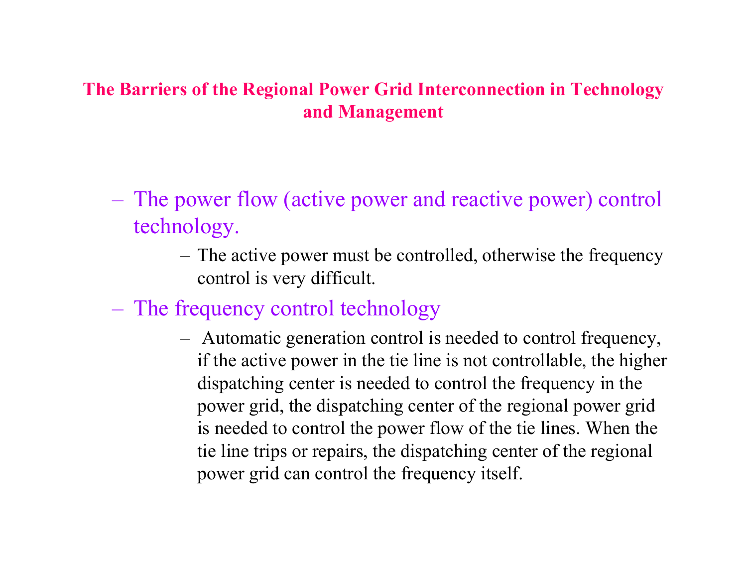## The Barriers of the Regional Power Grid Interconnection in Technology and Management

- The power flow (active power and reactive power) control technology.
  - The active power must be controlled, otherwise the frequency control is very difficult.
- The frequency control technology
  - Automatic generation control is needed to control frequency, if the active power in the tie line is not controllable, the higher dispatching center is needed to control the frequency in the power grid, the dispatching center of the regional power grid is needed to control the power flow of the tie lines. When the tie line trips or repairs, the dispatching center of the regional power grid can control the frequency itself.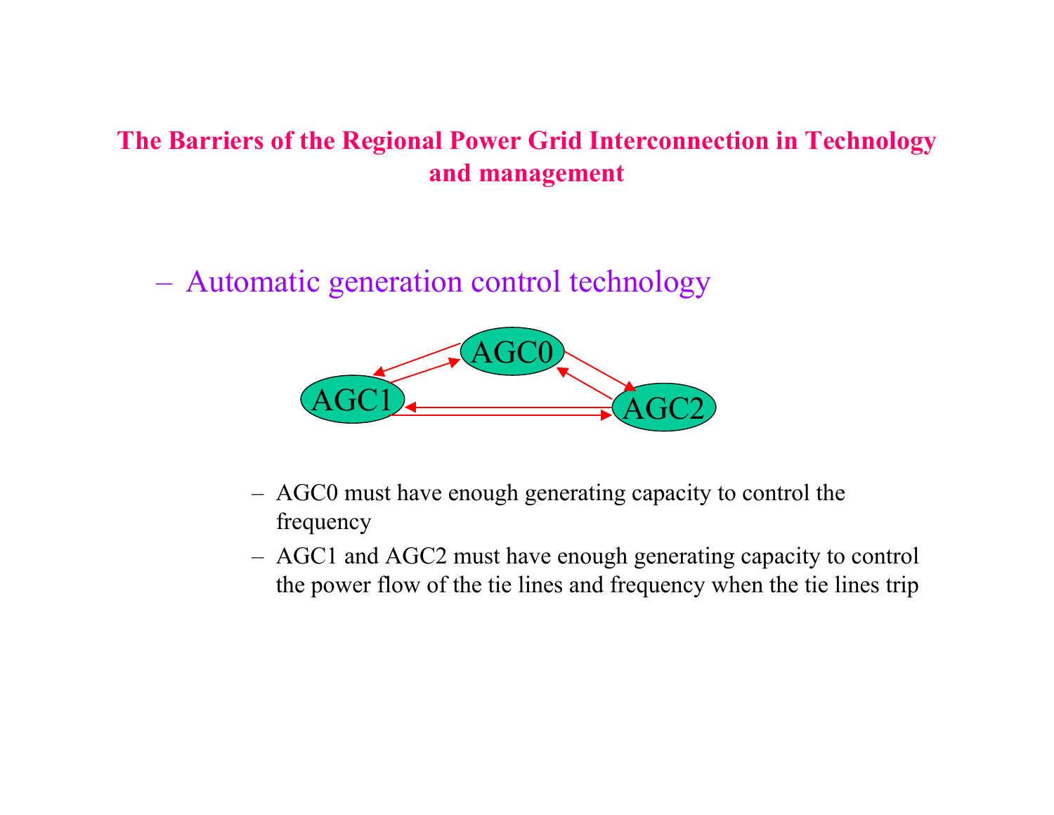## The Barriers of the Regional Power Grid Interconnection in Technology and management

- Automatic generation control technology

AGC0

AGC1

AGC2

  - AGC0 must have enough generating capacity to control the frequency
  - AGC1 and AGC2 must have enough generating capacity to control the power flow of the tie lines and frequency when the tie lines trip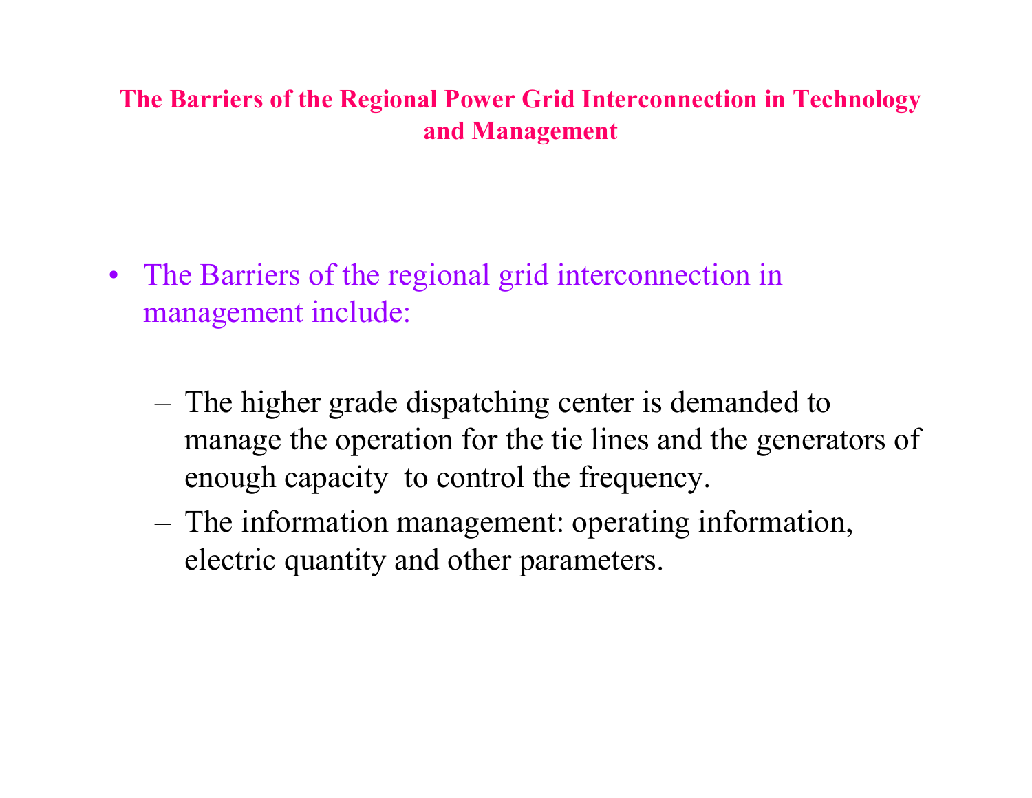## The Barriers of the Regional Power Grid Interconnection in Technology and Management

- The Barriers of the regional grid interconnection in management include:
  - The higher grade dispatching center is demanded to manage the operation for the tie lines and the generators of enough capacity to control the frequency.
  - The information management: operating information, electric quantity and other parameters.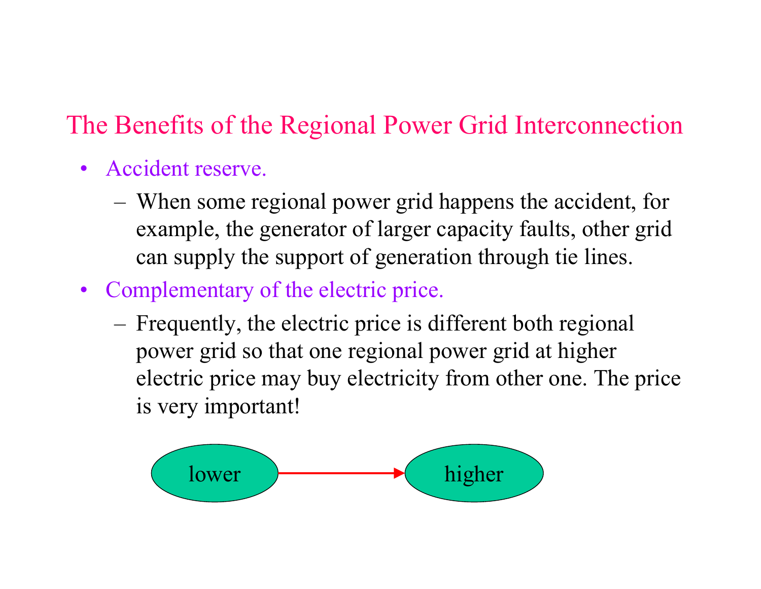## The Benefits of the Regional Power Grid Interconnection

- Accident reserve.
  - When some regional power grid happens the accident, for example, the generator of larger capacity faults, other grid can supply the support of generation through tie lines.
- Complementary of the electric price.
  - Frequently, the electric price is different both regional power grid so that one regional power grid at higher electric price may buy electricity from other one. The price is very important!

lower → higher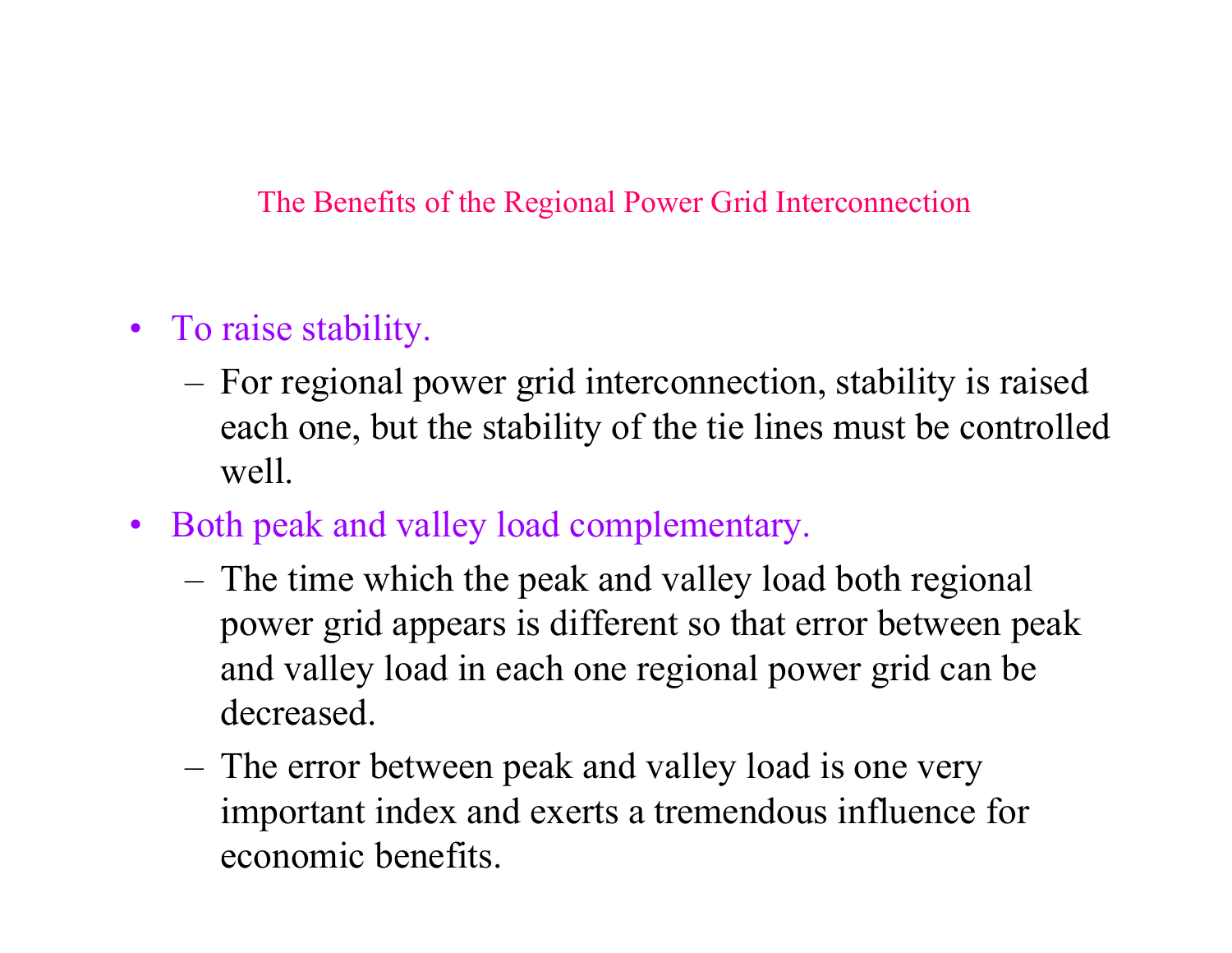# The Benefits of the Regional Power Grid Interconnection

- To raise stability.
  - For regional power grid interconnection, stability is raised each one, but the stability of the tie lines must be controlled well.
- Both peak and valley load complementary.
  - The time which the peak and valley load both regional power grid appears is different so that error between peak and valley load in each one regional power grid can be decreased.
  - The error between peak and valley load is one very important index and exerts a tremendous influence for economic benefits.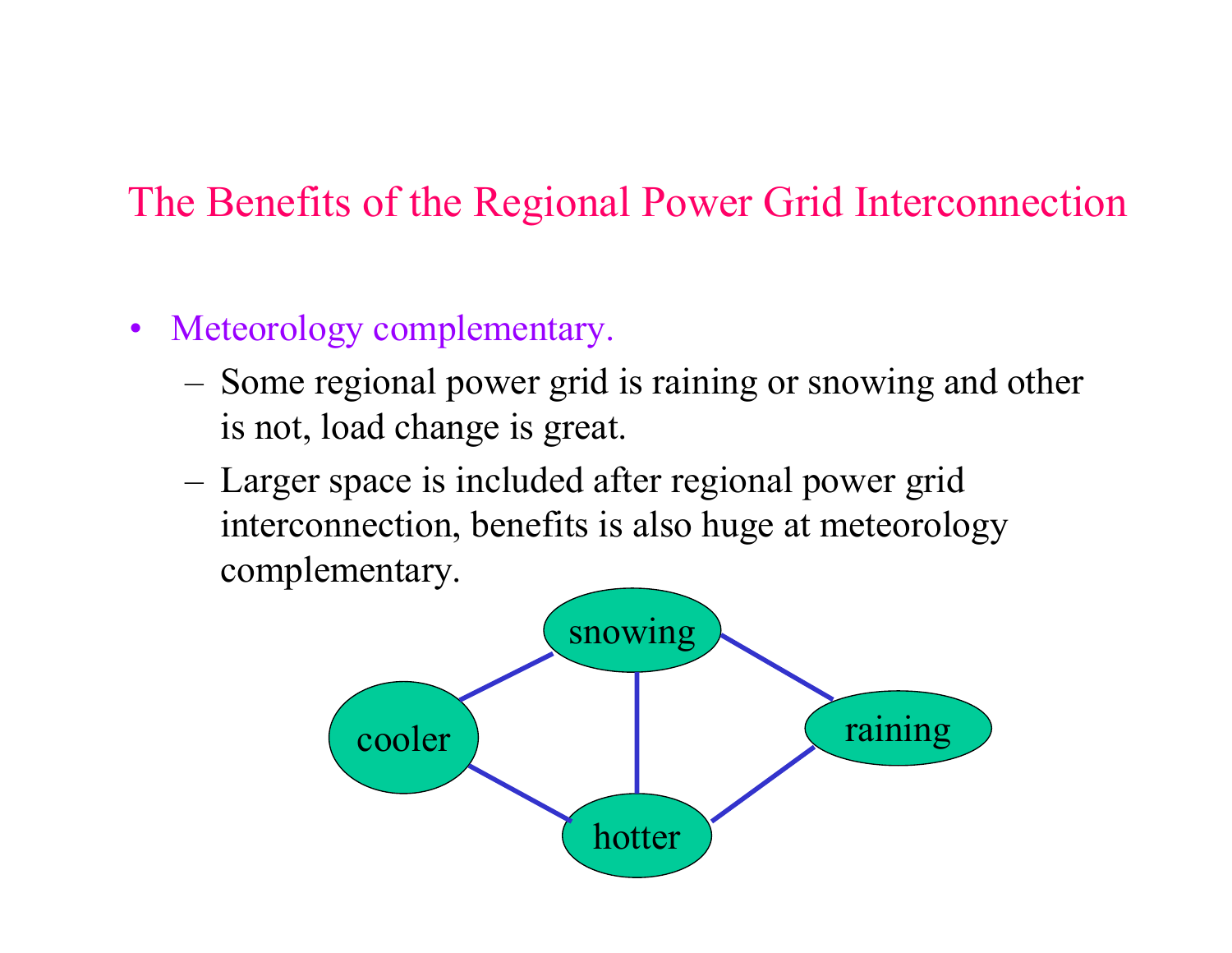## The Benefits of the Regional Power Grid Interconnection

- Meteorology complementary.
  - Some regional power grid is raining or snowing and other is not, load change is great.
  - Larger space is included after regional power grid interconnection, benefits is also huge at meteorology complementary.

snowing

cooler

raining

hotter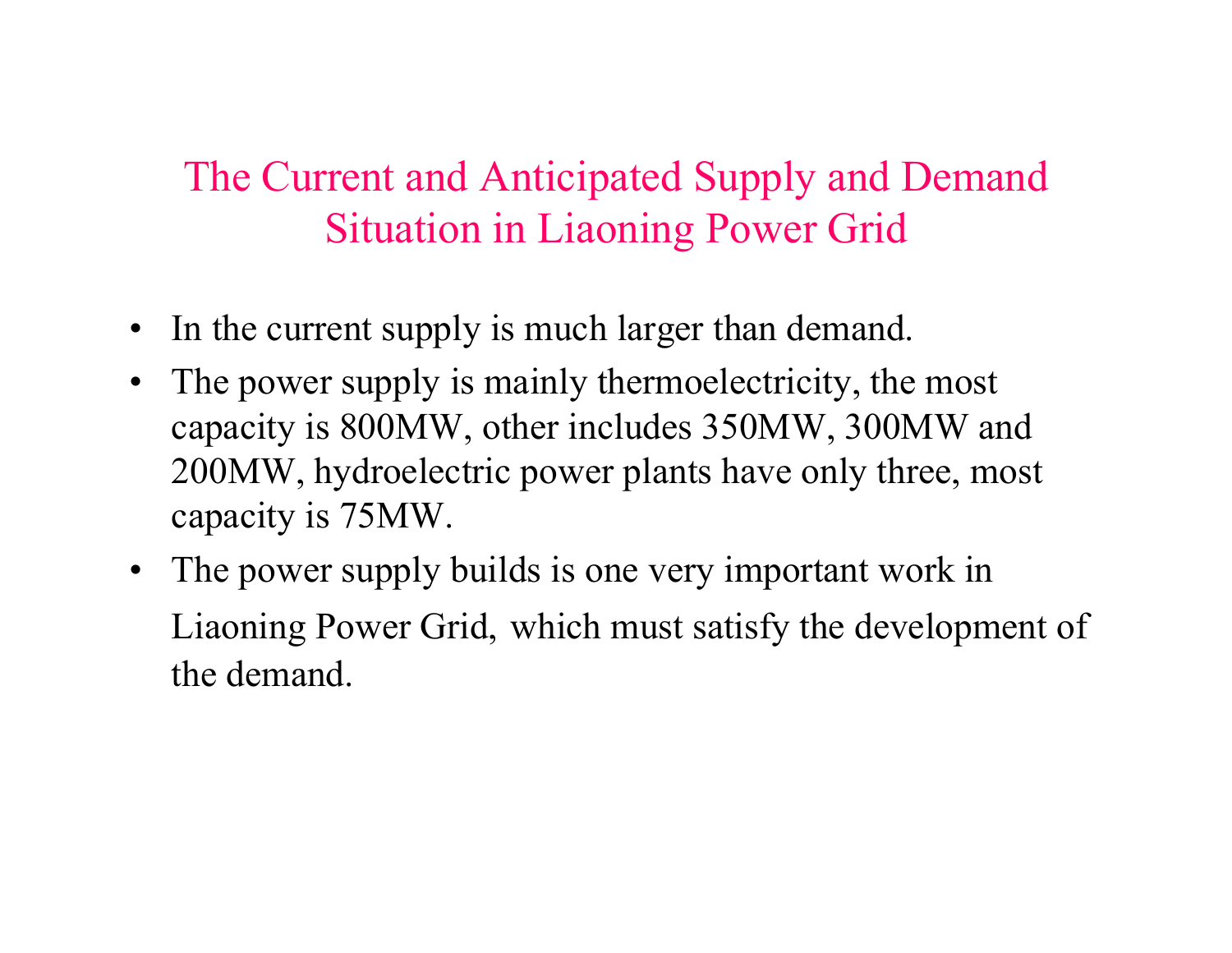# The Current and Anticipated Supply and Demand Situation in Liaoning Power Grid

- In the current supply is much larger than demand.
- The power supply is mainly thermoelectricity, the most capacity is 800MW, other includes 350MW, 300MW and 200MW, hydroelectric power plants have only three, most capacity is 75MW.
- The power supply builds is one very important work in Liaoning Power Grid, which must satisfy the development of the demand.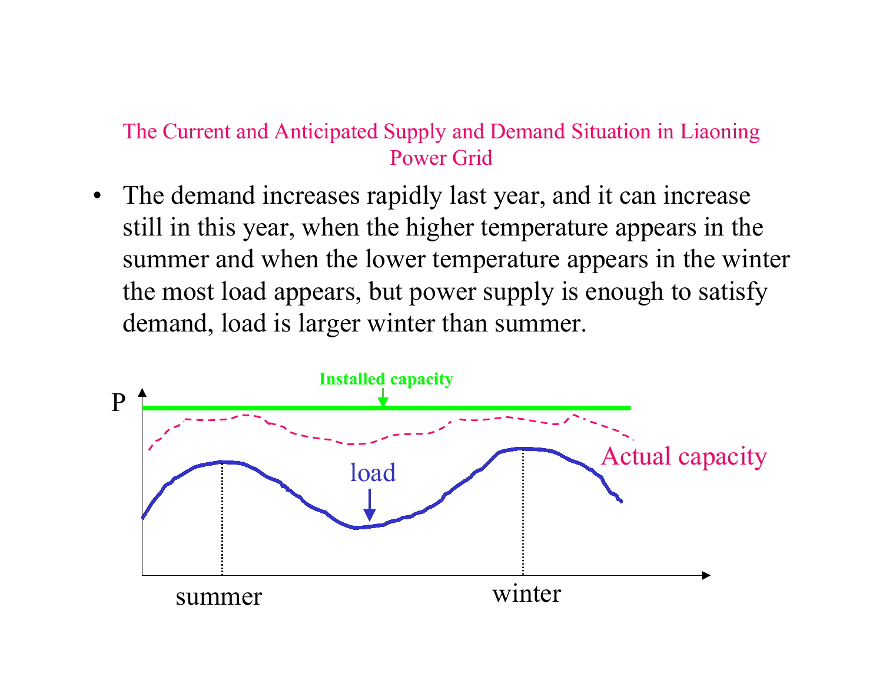## The Current and Anticipated Supply and Demand Situation in Liaoning Power Grid

- The demand increases rapidly last year, and it can increase still in this year, when the higher temperature appears in the summer and when the lower temperature appears in the winter the most load appears, but power supply is enough to satisfy demand, load is larger winter than summer.

Installed capacity

P

Actual capacity

load

summer

winter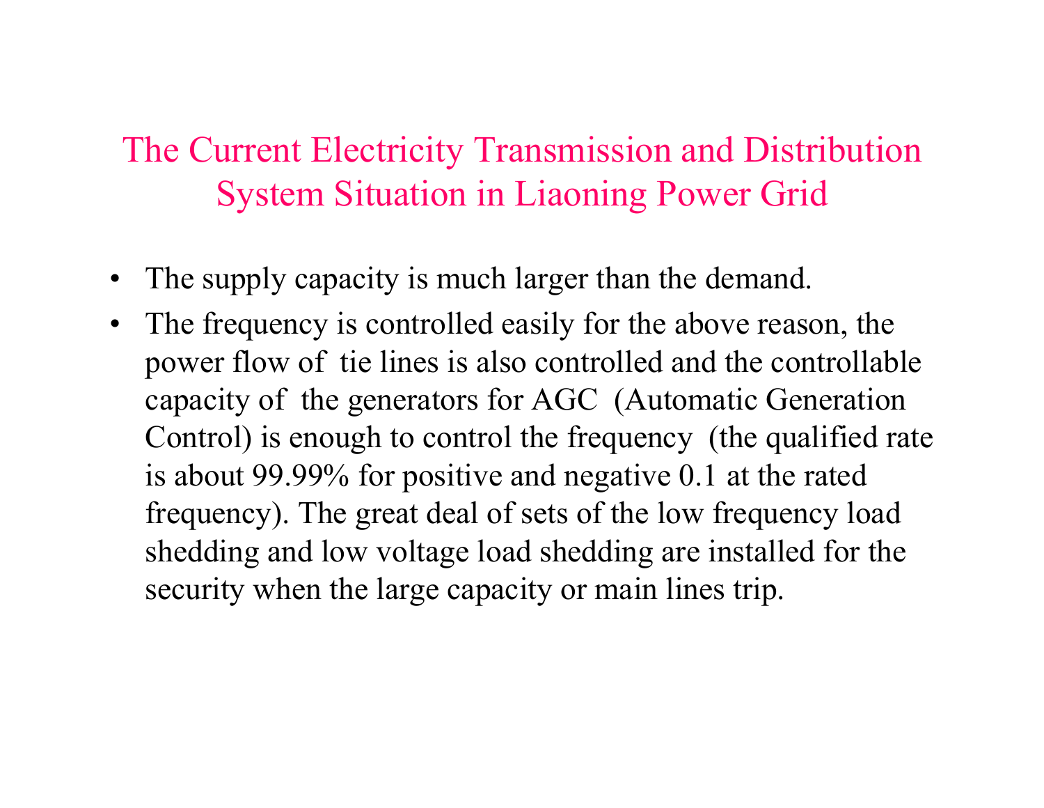# The Current Electricity Transmission and Distribution System Situation in Liaoning Power Grid

- The supply capacity is much larger than the demand.
- The frequency is controlled easily for the above reason, the power flow of tie lines is also controlled and the controllable capacity of the generators for AGC (Automatic Generation Control) is enough to control the frequency (the qualified rate is about 99.99% for positive and negative 0.1 at the rated frequency). The great deal of sets of the low frequency load shedding and low voltage load shedding are installed for the security when the large capacity or main lines trip.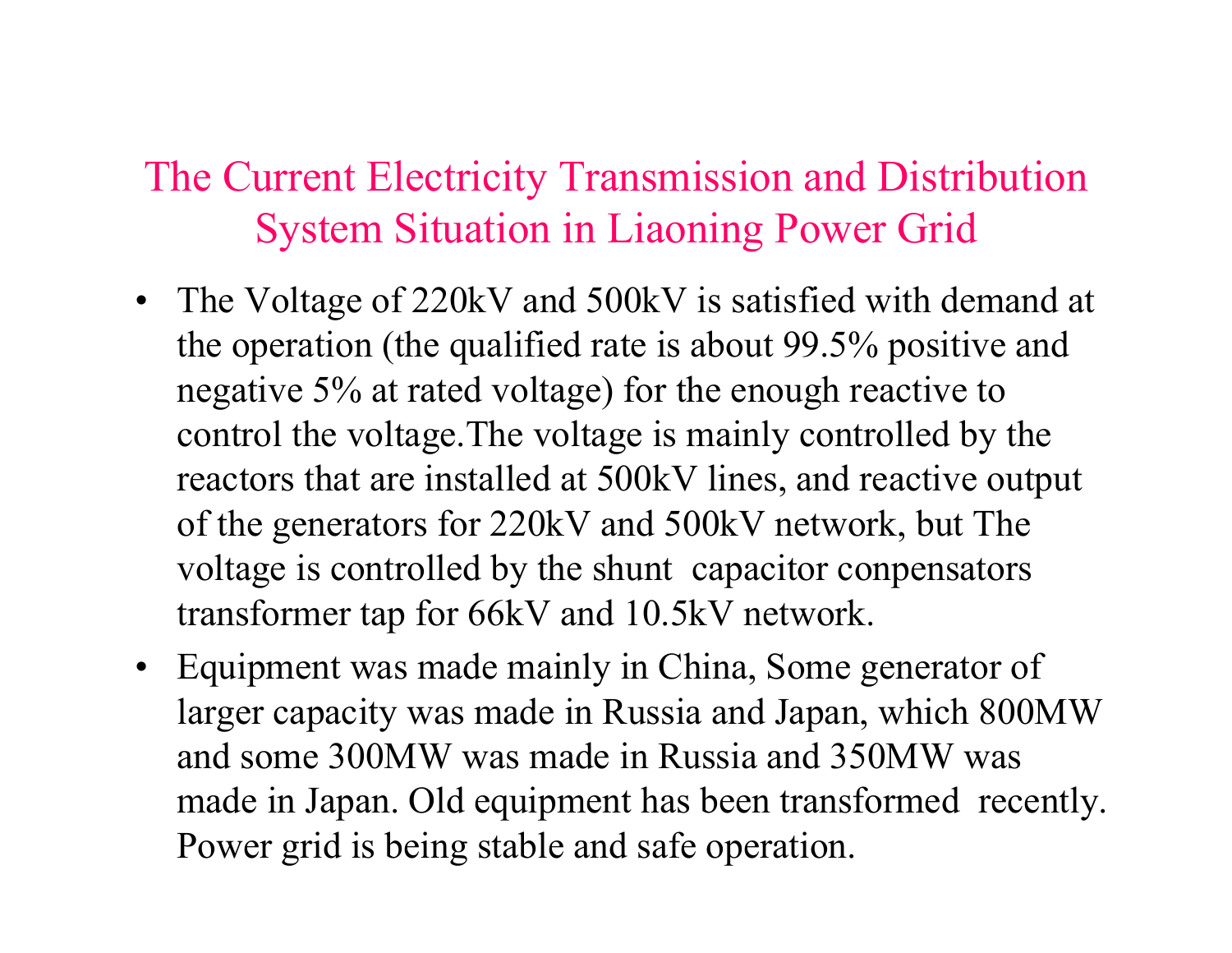# The Current Electricity Transmission and Distribution System Situation in Liaoning Power Grid

- The Voltage of 220kV and 500kV is satisfied with demand at the operation (the qualified rate is about 99.5% positive and negative 5% at rated voltage) for the enough reactive to control the voltage.The voltage is mainly controlled by the reactors that are installed at 500kV lines, and reactive output of the generators for 220kV and 500kV network, but The voltage is controlled by the shunt capacitor conpensators transformer tap for 66kV and 10.5kV network.
- Equipment was made mainly in China, Some generator of larger capacity was made in Russia and Japan, which 800MW and some 300MW was made in Russia and 350MW was made in Japan. Old equipment has been transformed recently. Power grid is being stable and safe operation.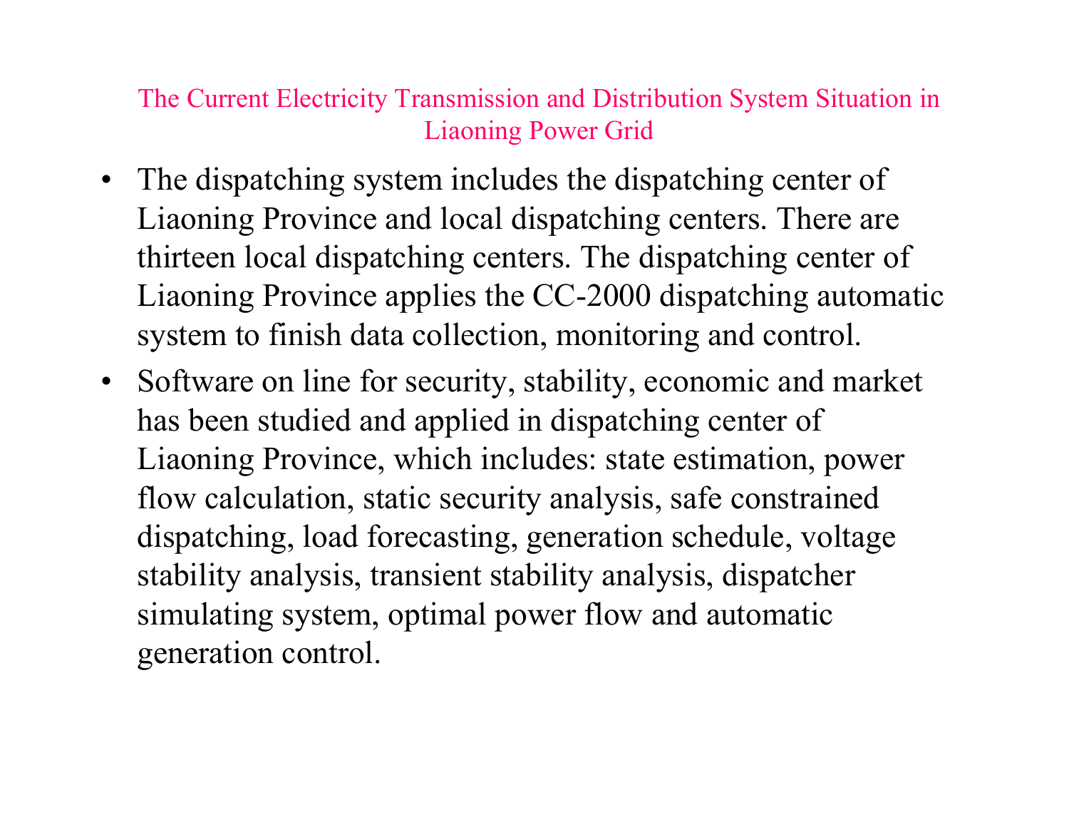## The Current Electricity Transmission and Distribution System Situation in Liaoning Power Grid

- The dispatching system includes the dispatching center of Liaoning Province and local dispatching centers. There are thirteen local dispatching centers. The dispatching center of Liaoning Province applies the CC-2000 dispatching automatic system to finish data collection, monitoring and control.
- Software on line for security, stability, economic and market has been studied and applied in dispatching center of Liaoning Province, which includes: state estimation, power flow calculation, static security analysis, safe constrained dispatching, load forecasting, generation schedule, voltage stability analysis, transient stability analysis, dispatcher simulating system, optimal power flow and automatic generation control.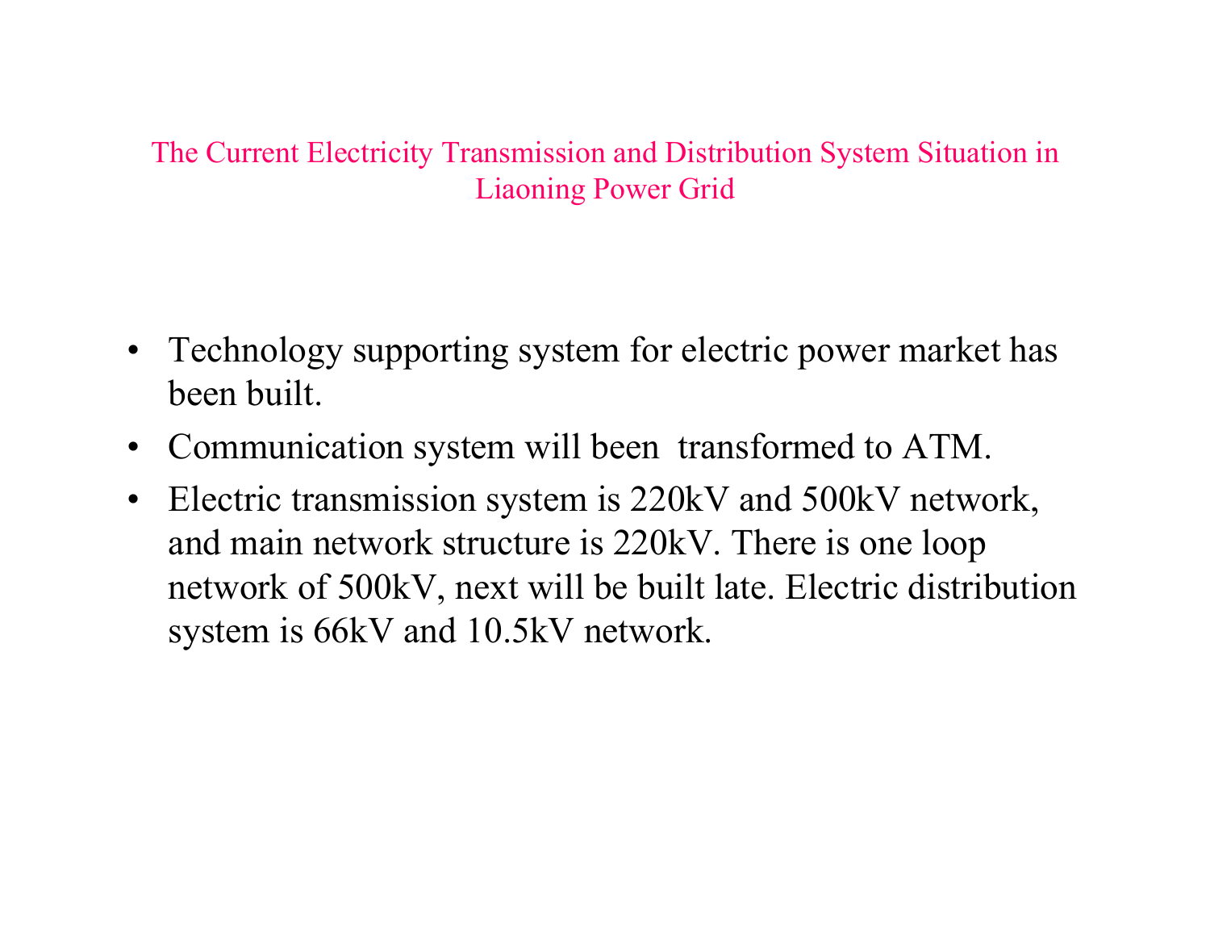## The Current Electricity Transmission and Distribution System Situation in Liaoning Power Grid

- Technology supporting system for electric power market has been built.
- Communication system will been  transformed to ATM.
- Electric transmission system is 220kV and 500kV network, and main network structure is 220kV. There is one loop network of 500kV, next will be built late. Electric distribution system is 66kV and 10.5kV network.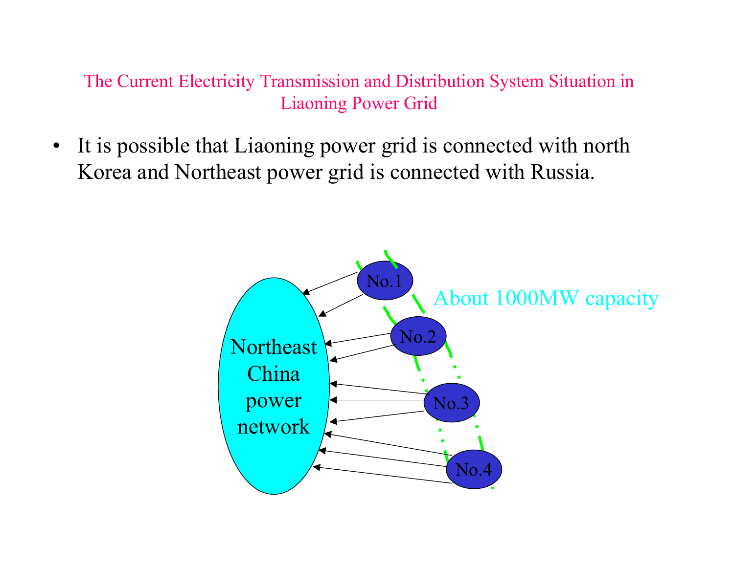## The Current Electricity Transmission and Distribution System Situation in Liaoning Power Grid

- It is possible that Liaoning power grid is connected with north Korea and Northeast power grid is connected with Russia.

Northeast China power network

No.1

No.2

No.3

No.4

About 1000MW capacity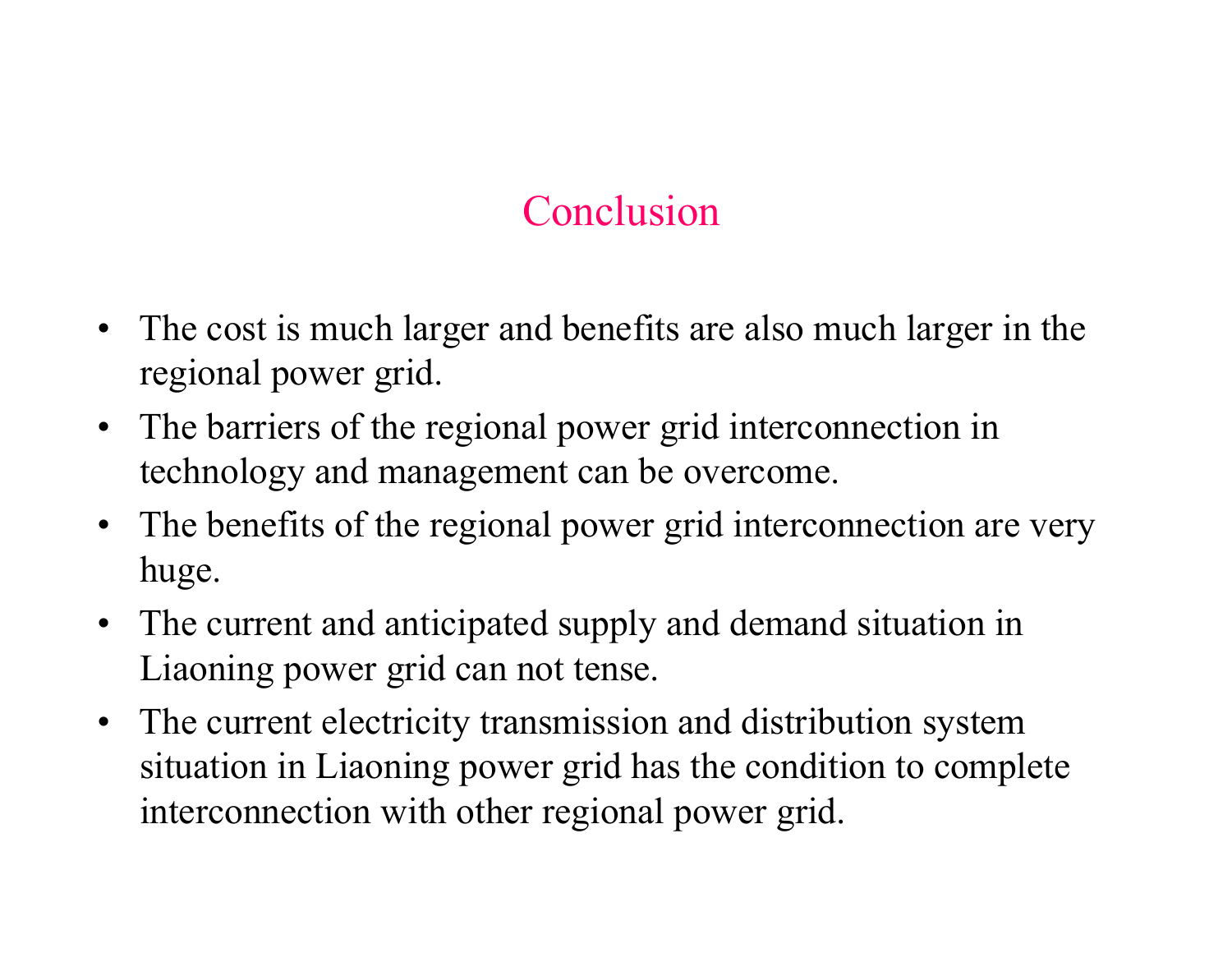# Conclusion

- The cost is much larger and benefits are also much larger in the regional power grid.
- The barriers of the regional power grid interconnection in technology and management can be overcome.
- The benefits of the regional power grid interconnection are very huge.
- The current and anticipated supply and demand situation in Liaoning power grid can not tense.
- The current electricity transmission and distribution system situation in Liaoning power grid has the condition to complete interconnection with other regional power grid.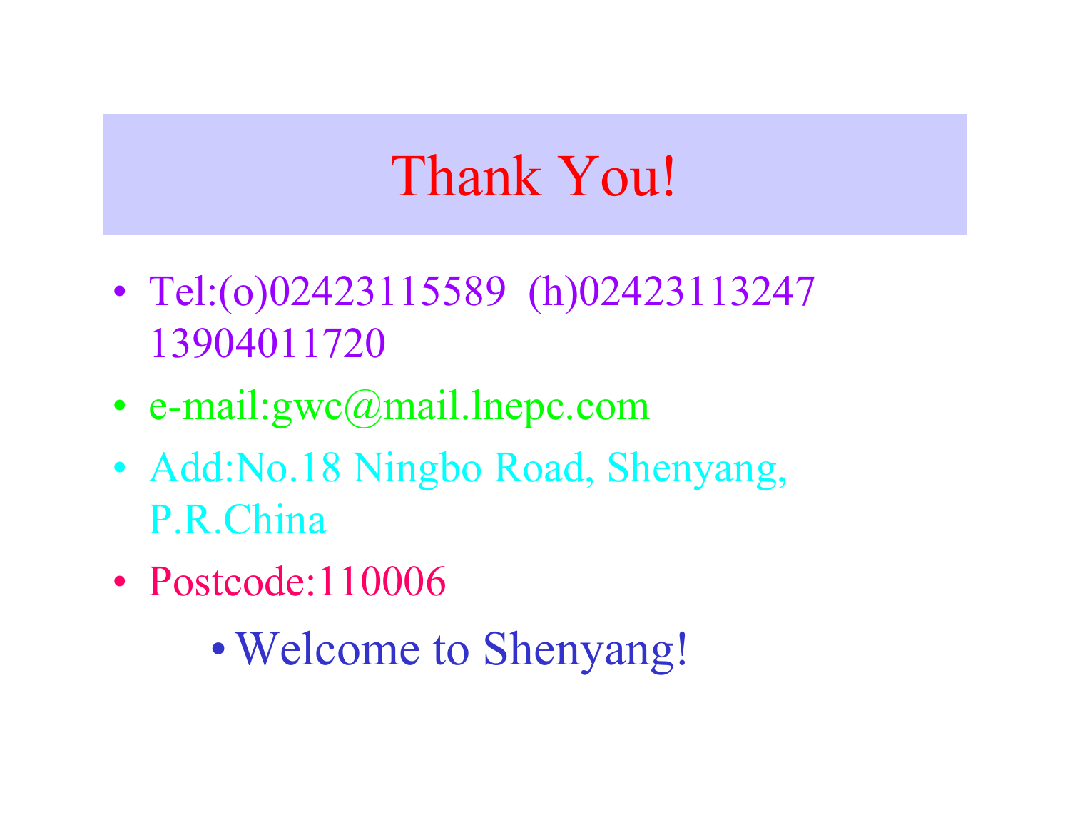# Thank You!

- Tel:(o)02423115589  (h)02423113247 13904011720
- e-mail:gwc@mail.lnepc.com
- Add:No.18 Ningbo Road, Shenyang, P.R.China
- Postcode:110006
  - Welcome to Shenyang!